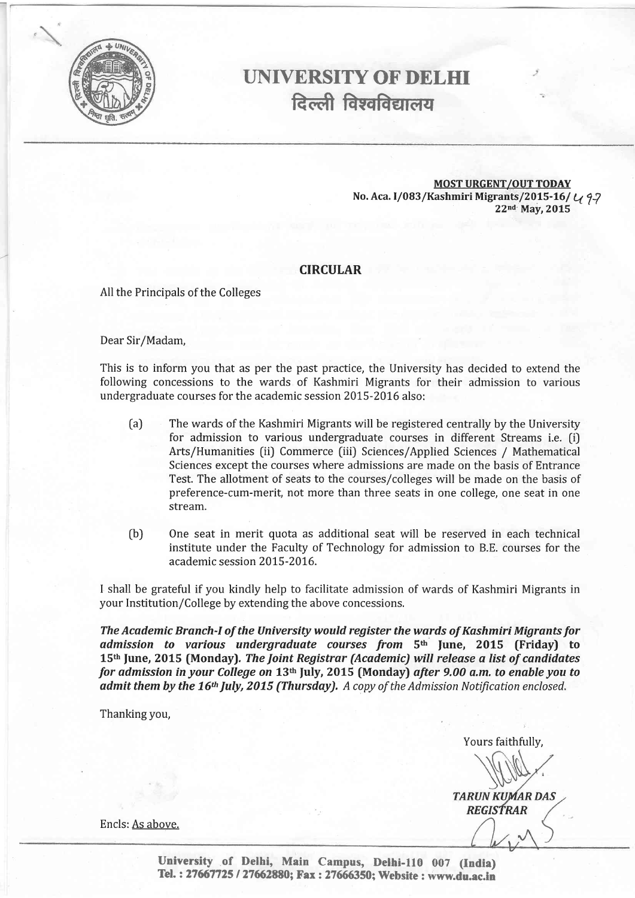# UNIVERSITY OF DELHI
# दिल्ली विश्वविद्यालय

**MOST URGENT/OUT TODAY**
No. Aca. I/083/Kashmiri Migrants/2015-16/ 497
22nd May, 2015

## CIRCULAR

All the Principals of the Colleges

Dear Sir/Madam,

This is to inform you that as per the past practice, the University has decided to extend the following concessions to the wards of Kashmiri Migrants for their admission to various undergraduate courses for the academic session 2015-2016 also:

(a) The wards of the Kashmiri Migrants will be registered centrally by the University for admission to various undergraduate courses in different Streams i.e. (i) Arts/Humanities (ii) Commerce (iii) Sciences/Applied Sciences / Mathematical Sciences except the courses where admissions are made on the basis of Entrance Test. The allotment of seats to the courses/colleges will be made on the basis of preference-cum-merit, not more than three seats in one college, one seat in one stream.

(b) One seat in merit quota as additional seat will be reserved in each technical institute under the Faculty of Technology for admission to B.E. courses for the academic session 2015-2016.

I shall be grateful if you kindly help to facilitate admission of wards of Kashmiri Migrants in your Institution/College by extending the above concessions.

***The Academic Branch-I of the University would register the wards of Kashmiri Migrants for admission to various undergraduate courses from 5th June, 2015 (Friday) to 15th June, 2015 (Monday). The Joint Registrar (Academic) will release a list of candidates for admission in your College on 13th July, 2015 (Monday) after 9.00 a.m. to enable you to admit them by the 16th July, 2015 (Thursday).*** *A copy of the Admission Notification enclosed.*

Thanking you,

Yours faithfully,

***TARUN KUMAR DAS***
***REGISTRAR***

Encls: As above.

**University of Delhi, Main Campus, Delhi-110 007 (India)**
**Tel. : 27667725 / 27662880; Fax : 27666350; Website : www.du.ac.in**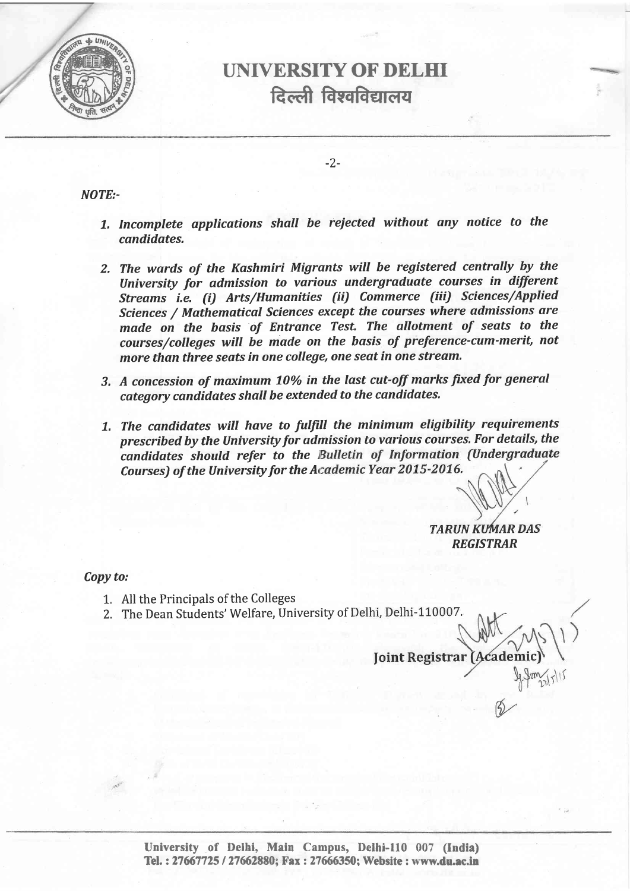# UNIVERSITY OF DELHI
## दिल्ली विश्वविद्यालय

*NOTE:-*

1. *Incomplete applications shall be rejected without any notice to the candidates.*

2. *The wards of the Kashmiri Migrants will be registered centrally by the University for admission to various undergraduate courses in different Streams i.e. (i) Arts/Humanities (ii) Commerce (iii) Sciences/Applied Sciences / Mathematical Sciences except the courses where admissions are made on the basis of Entrance Test. The allotment of seats to the courses/colleges will be made on the basis of preference-cum-merit, not more than three seats in one college, one seat in one stream.*

3. *A concession of maximum 10% in the last cut-off marks fixed for general category candidates shall be extended to the candidates.*

1. *The candidates will have to fulfill the minimum eligibility requirements prescribed by the University for admission to various courses. For details, the candidates should refer to the Bulletin of Information (Undergraduate Courses) of the University for the Academic Year 2015-2016.*

*TARUN KUMAR DAS*
*REGISTRAR*

*Copy to:*

1. All the Principals of the Colleges
2. The Dean Students' Welfare, University of Delhi, Delhi-110007.

**Joint Registrar (Academic)**

University of Delhi, Main Campus, Delhi-110 007 (India)
Tel. : 27667725 / 27662880; Fax : 27666350; Website : www.du.ac.in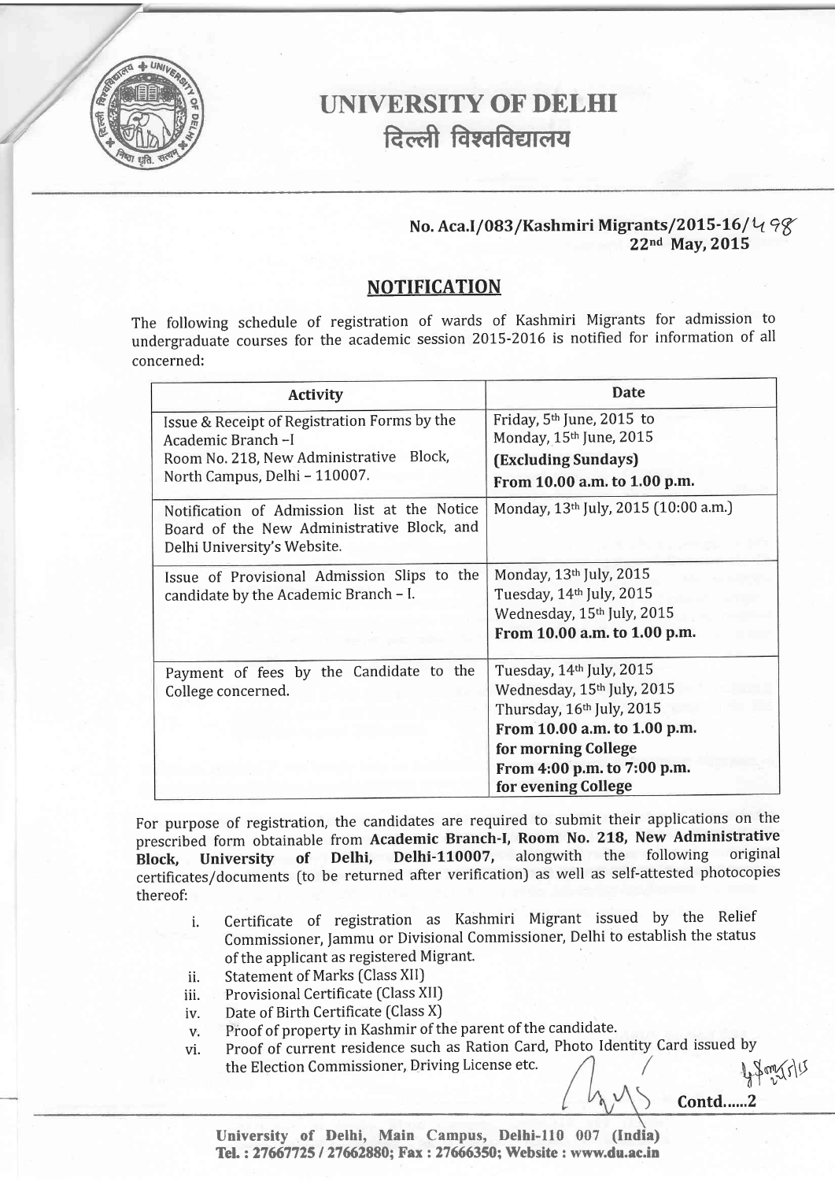# UNIVERSITY OF DELHI
## दिल्ली विश्वविद्यालय

**No. Aca.I/083/Kashmiri Migrants/2015-16/498**
**22nd May, 2015**

## NOTIFICATION

The following schedule of registration of wards of Kashmiri Migrants for admission to undergraduate courses for the academic session 2015-2016 is notified for information of all concerned:

| Activity | Date |
|---|---|
| Issue & Receipt of Registration Forms by the Academic Branch –I Room No. 218, New Administrative Block, North Campus, Delhi – 110007. | Friday, 5th June, 2015 to Monday, 15th June, 2015 **(Excluding Sundays)** **From 10.00 a.m. to 1.00 p.m.** |
| Notification of Admission list at the Notice Board of the New Administrative Block, and Delhi University's Website. | Monday, 13th July, 2015 (10:00 a.m.) |
| Issue of Provisional Admission Slips to the candidate by the Academic Branch – I. | Monday, 13th July, 2015 Tuesday, 14th July, 2015 Wednesday, 15th July, 2015 **From 10.00 a.m. to 1.00 p.m.** |
| Payment of fees by the Candidate to the College concerned. | Tuesday, 14th July, 2015 Wednesday, 15th July, 2015 Thursday, 16th July, 2015 **From 10.00 a.m. to 1.00 p.m. for morning College** **From 4:00 p.m. to 7:00 p.m. for evening College** |

For purpose of registration, the candidates are required to submit their applications on the prescribed form obtainable from **Academic Branch-I, Room No. 218, New Administrative Block, University of Delhi, Delhi-110007,** alongwith the following original certificates/documents (to be returned after verification) as well as self-attested photocopies thereof:

i. Certificate of registration as Kashmiri Migrant issued by the Relief Commissioner, Jammu or Divisional Commissioner, Delhi to establish the status of the applicant as registered Migrant.
ii. Statement of Marks (Class XII)
iii. Provisional Certificate (Class XII)
iv. Date of Birth Certificate (Class X)
v. Proof of property in Kashmir of the parent of the candidate.
vi. Proof of current residence such as Ration Card, Photo Identity Card issued by the Election Commissioner, Driving License etc.

Contd......2

University of Delhi, Main Campus, Delhi-110 007 (India)
Tel. : 27667725 / 27662880; Fax : 27666350; Website : www.du.ac.in